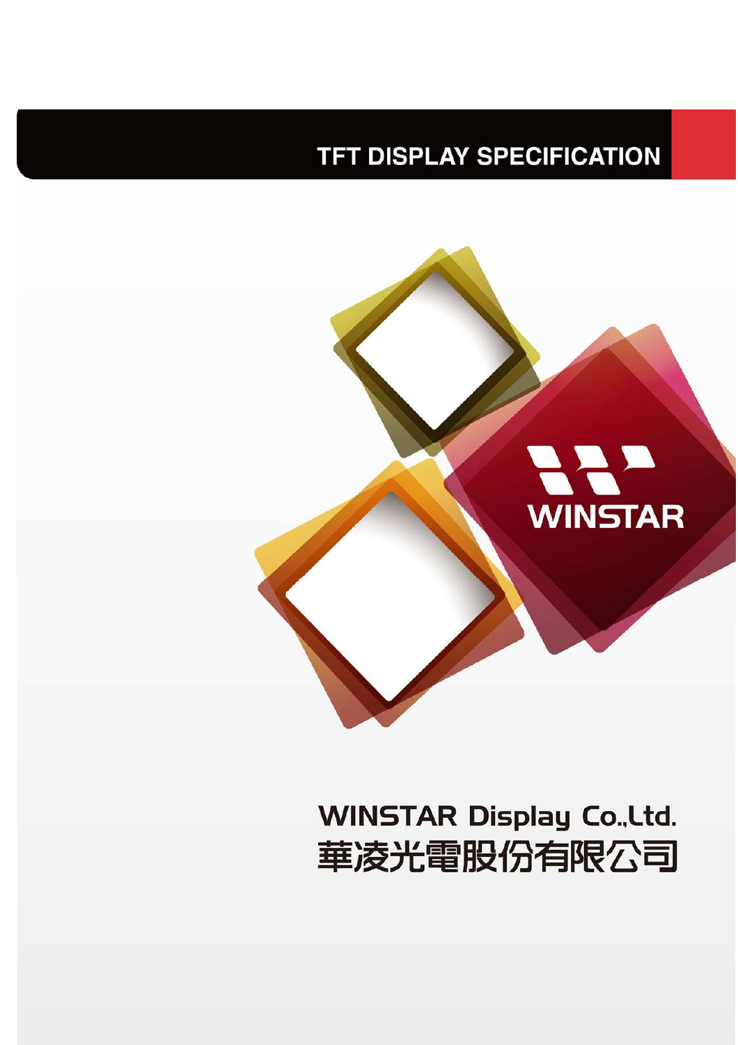# TFT DISPLAY SPECIFICATION

WINSTAR

WINSTAR Display Co.,Ltd.

華凌光電股份有限公司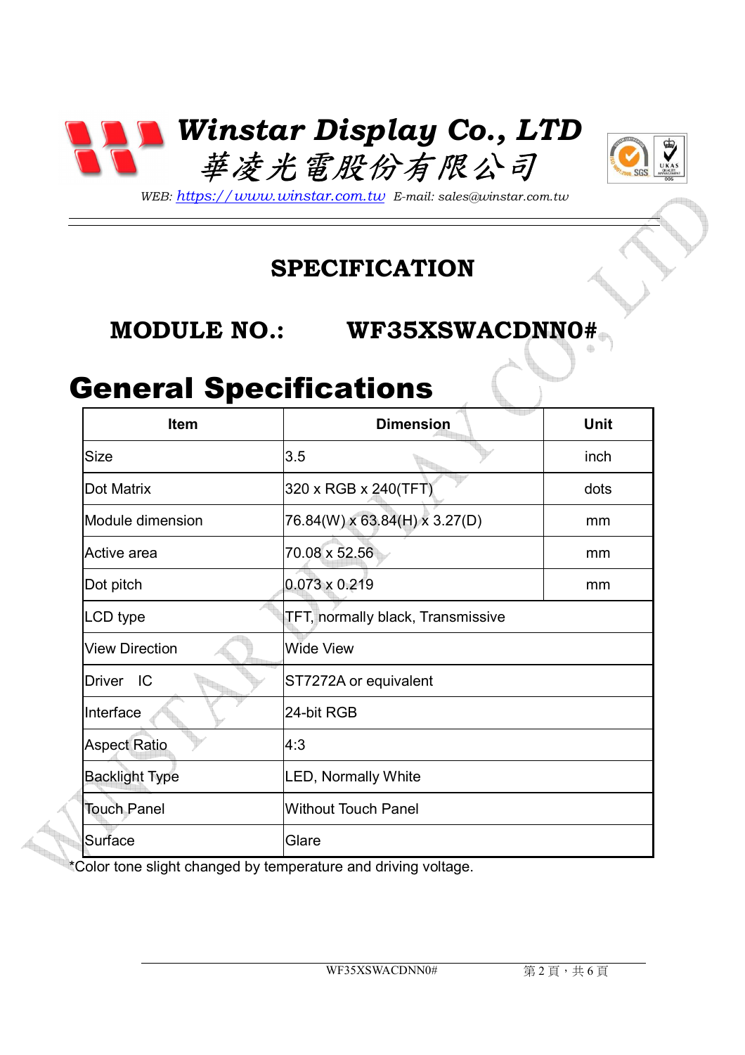# Winstar Display Co., LTD
# 華凌光電股份有限公司

*WEB: https://www.winstar.com.tw E-mail: sales@winstar.com.tw*

## SPECIFICATION

### MODULE NO.: WF35XSWACDNN0#

# General Specifications

| Item | Dimension | Unit |
|---|---|---|
| Size | 3.5 | inch |
| Dot Matrix | 320 x RGB x 240(TFT) | dots |
| Module dimension | 76.84(W) x 63.84(H) x 3.27(D) | mm |
| Active area | 70.08 x 52.56 | mm |
| Dot pitch | 0.073 x 0.219 | mm |
| LCD type | TFT, normally black, Transmissive | |
| View Direction | Wide View | |
| Driver IC | ST7272A or equivalent | |
| Interface | 24-bit RGB | |
| Aspect Ratio | 4:3 | |
| Backlight Type | LED, Normally White | |
| Touch Panel | Without Touch Panel | |
| Surface | Glare | |

*Color tone slight changed by temperature and driving voltage.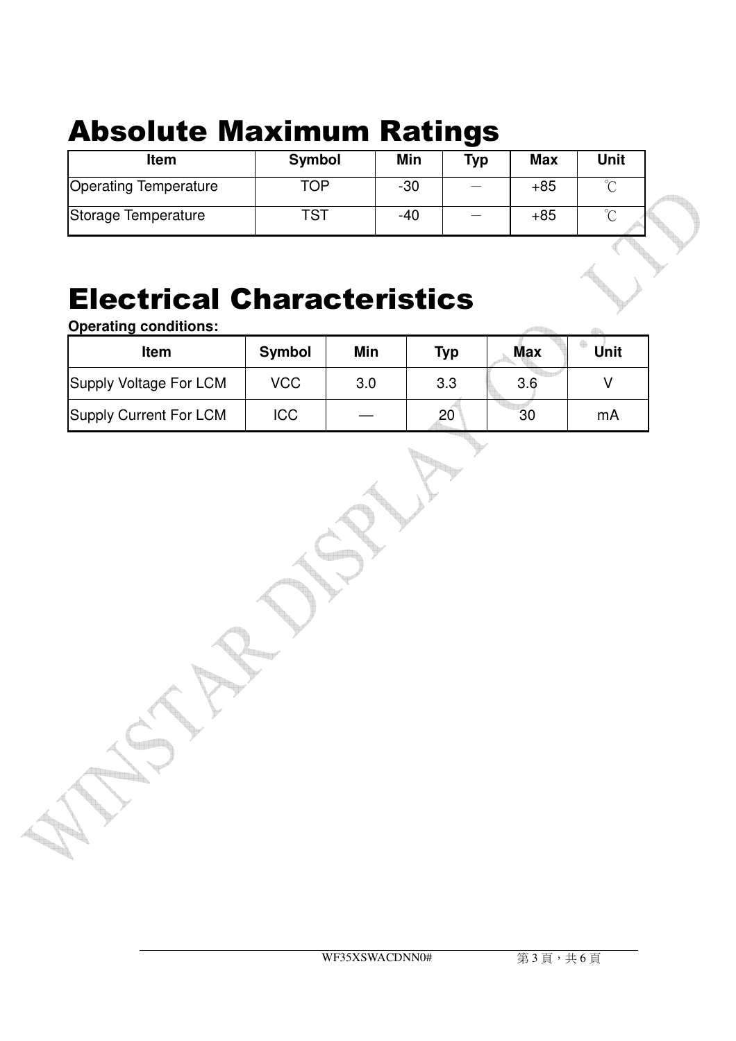# Absolute Maximum Ratings

| Item | Symbol | Min | Typ | Max | Unit |
|---|---|---|---|---|---|
| Operating Temperature | TOP | -30 | — | +85 | ℃ |
| Storage Temperature | TST | -40 | — | +85 | ℃ |

# Electrical Characteristics

**Operating conditions:**

| Item | Symbol | Min | Typ | Max | Unit |
|---|---|---|---|---|---|
| Supply Voltage For LCM | VCC | 3.0 | 3.3 | 3.6 | V |
| Supply Current For LCM | ICC | — | 20 | 30 | mA |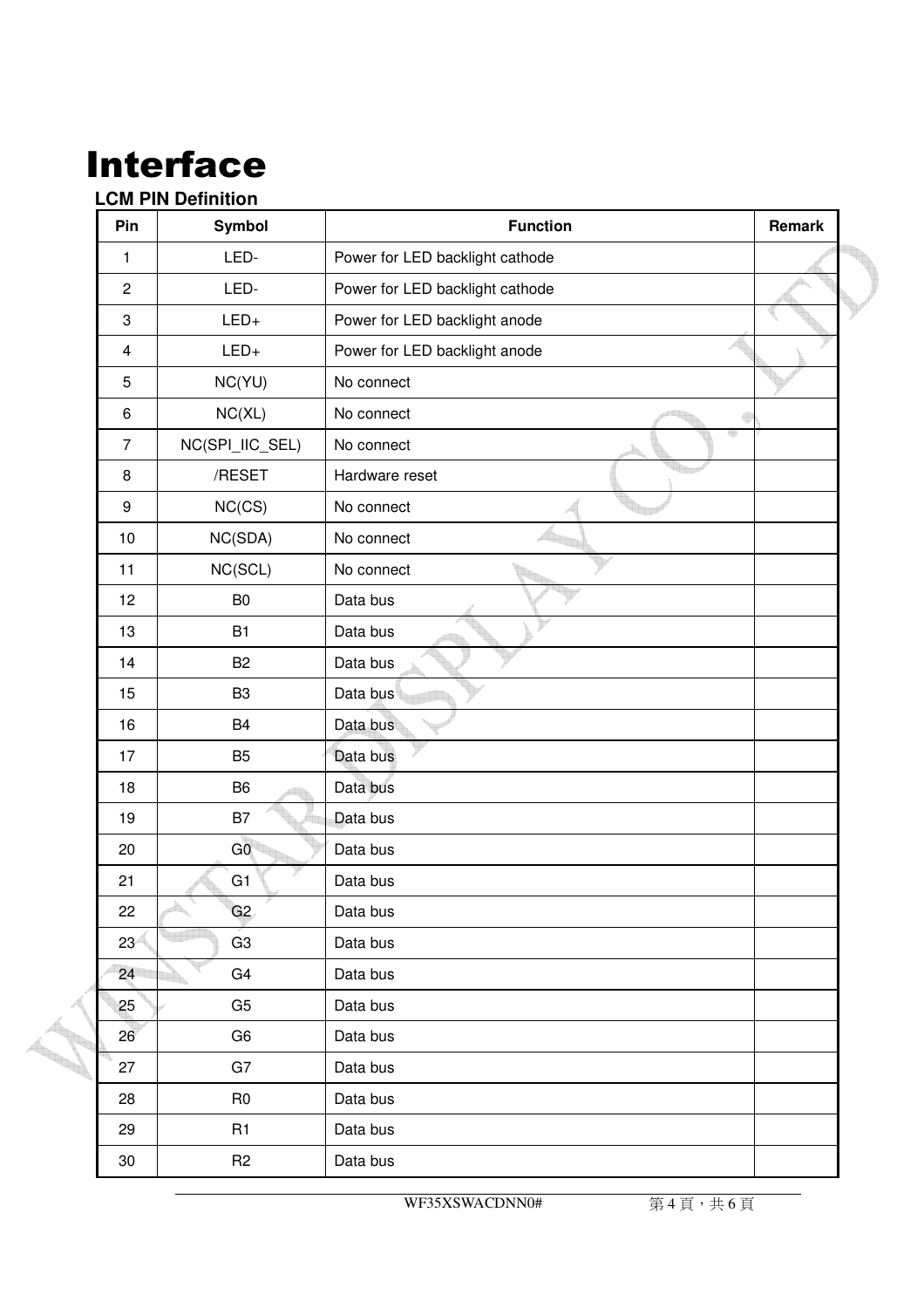# Interface

**LCM PIN Definition**

| Pin | Symbol | Function | Remark |
|---|---|---|---|
| 1 | LED- | Power for LED backlight cathode | |
| 2 | LED- | Power for LED backlight cathode | |
| 3 | LED+ | Power for LED backlight anode | |
| 4 | LED+ | Power for LED backlight anode | |
| 5 | NC(YU) | No connect | |
| 6 | NC(XL) | No connect | |
| 7 | NC(SPI_IIC_SEL) | No connect | |
| 8 | /RESET | Hardware reset | |
| 9 | NC(CS) | No connect | |
| 10 | NC(SDA) | No connect | |
| 11 | NC(SCL) | No connect | |
| 12 | B0 | Data bus | |
| 13 | B1 | Data bus | |
| 14 | B2 | Data bus | |
| 15 | B3 | Data bus | |
| 16 | B4 | Data bus | |
| 17 | B5 | Data bus | |
| 18 | B6 | Data bus | |
| 19 | B7 | Data bus | |
| 20 | G0 | Data bus | |
| 21 | G1 | Data bus | |
| 22 | G2 | Data bus | |
| 23 | G3 | Data bus | |
| 24 | G4 | Data bus | |
| 25 | G5 | Data bus | |
| 26 | G6 | Data bus | |
| 27 | G7 | Data bus | |
| 28 | R0 | Data bus | |
| 29 | R1 | Data bus | |
| 30 | R2 | Data bus | |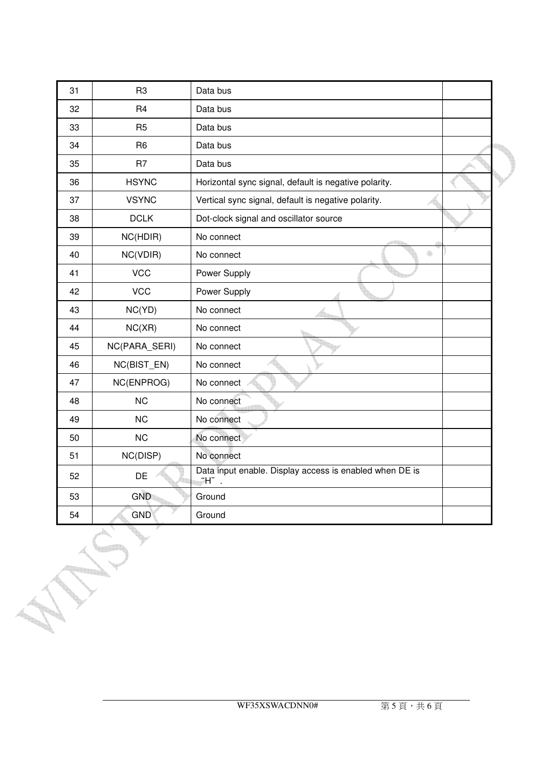| 31 | R3 | Data bus | |
|---|---|---|---|
| 32 | R4 | Data bus | |
| 33 | R5 | Data bus | |
| 34 | R6 | Data bus | |
| 35 | R7 | Data bus | |
| 36 | HSYNC | Horizontal sync signal, default is negative polarity. | |
| 37 | VSYNC | Vertical sync signal, default is negative polarity. | |
| 38 | DCLK | Dot-clock signal and oscillator source | |
| 39 | NC(HDIR) | No connect | |
| 40 | NC(VDIR) | No connect | |
| 41 | VCC | Power Supply | |
| 42 | VCC | Power Supply | |
| 43 | NC(YD) | No connect | |
| 44 | NC(XR) | No connect | |
| 45 | NC(PARA_SERI) | No connect | |
| 46 | NC(BIST_EN) | No connect | |
| 47 | NC(ENPROG) | No connect | |
| 48 | NC | No connect | |
| 49 | NC | No connect | |
| 50 | NC | No connect | |
| 51 | NC(DISP) | No connect | |
| 52 | DE | Data input enable. Display access is enabled when DE is "H". | |
| 53 | GND | Ground | |
| 54 | GND | Ground | |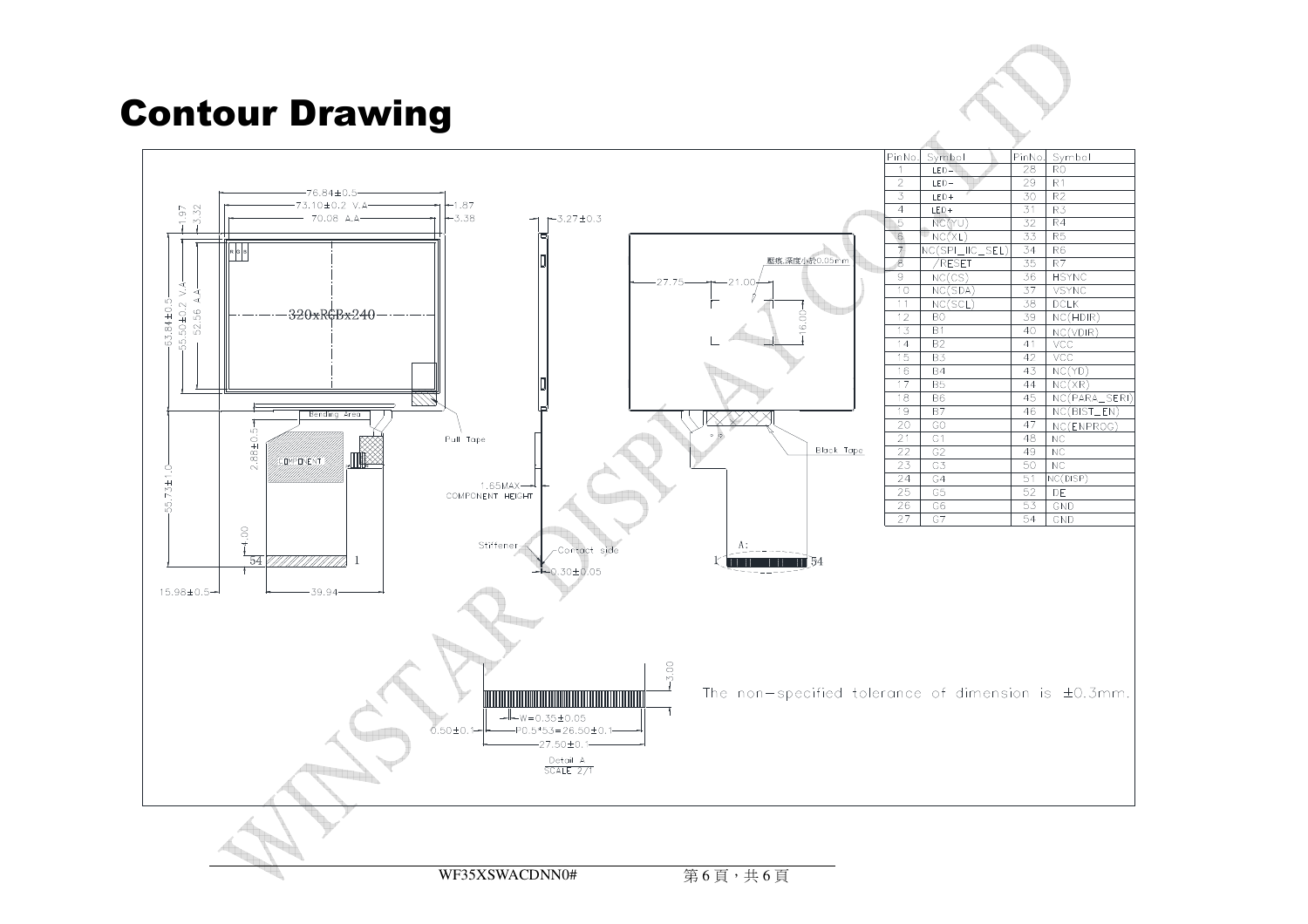# Contour Drawing

| PinNo. | Symbol | PinNo. | Symbol |
|---|---|---|---|
| 1 | LED- | 28 | R0 |
| 2 | LED- | 29 | R1 |
| 3 | LED+ | 30 | R2 |
| 4 | LED+ | 31 | R3 |
| 5 | NC(YU) | 32 | R4 |
| 6 | NC(XL) | 33 | R5 |
| 7 | NC(SPI_IIC_SEL) | 34 | R6 |
| 8 | /RESET | 35 | R7 |
| 9 | NC(CS) | 36 | HSYNC |
| 10 | NC(SDA) | 37 | VSYNC |
| 11 | NC(SCL) | 38 | DCLK |
| 12 | B0 | 39 | NC(HDIR) |
| 13 | B1 | 40 | NC(VDIR) |
| 14 | B2 | 41 | VCC |
| 15 | B3 | 42 | VCC |
| 16 | B4 | 43 | NC(YD) |
| 17 | B5 | 44 | NC(XR) |
| 18 | B6 | 45 | NC(PARA_SERI) |
| 19 | B7 | 46 | NC(BIST_EN) |
| 20 | G0 | 47 | NC(ENPROG) |
| 21 | G1 | 48 | NC |
| 22 | G2 | 49 | NC |
| 23 | G3 | 50 | NC |
| 24 | G4 | 51 | NC(DISP) |
| 25 | G5 | 52 | DE |
| 26 | G6 | 53 | GND |
| 27 | G7 | 54 | GND |

76.84±0.5
73.10±0.2 V.A
70.08 A.A
1.87
3.38
1.97
3.32
3.27±0.3
53.84±0.5
55.50±0.2 V.A
52.56 A.A
320xRGBx240
RGB
Bending Area
Pull Tape
2.88±0.5
COMPONENT
1.65MAX
COMPONENT HEIGHT
55.73±1.0
4.00
Stiffener
Contact side
0.30±0.05
54
1
15.98±0.5
39.94
27.75
21.00
16.00
壓痕,深度小於0.05mm
Black Tape
A:
1
54
3.00
W=0.35±0.05
0.50±0.1
P0.5*53=26.50±0.1
27.50±0.1
Detail A
SCALE 2/1

The non-specified tolerance of dimension is ±0.3mm.